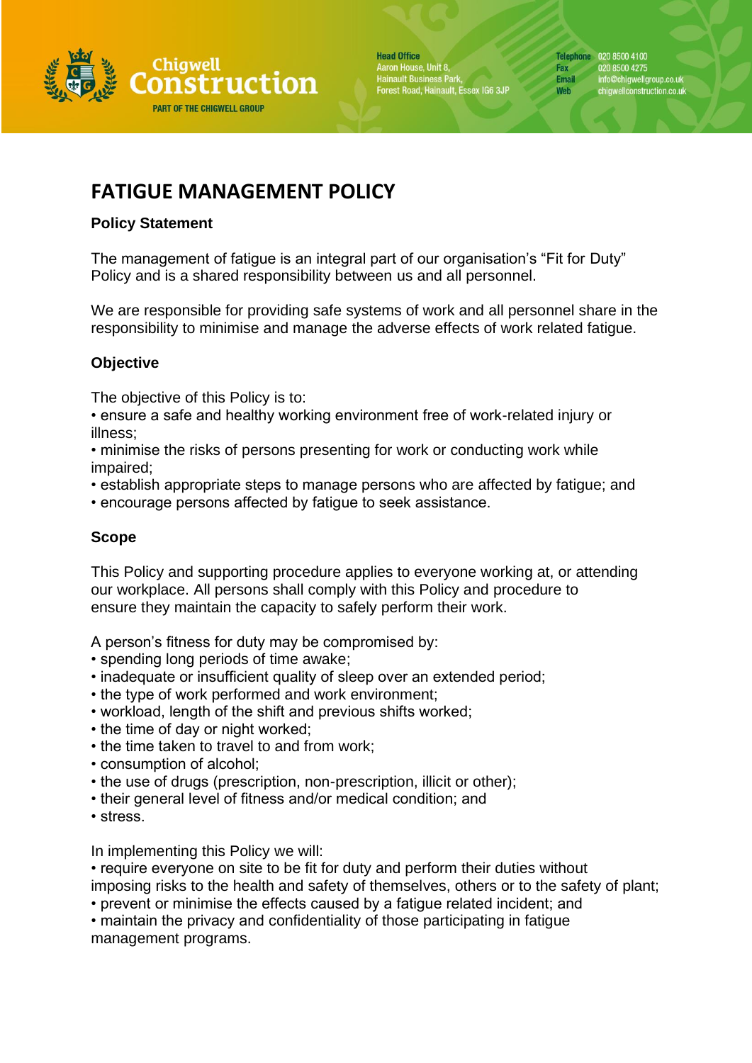# FATIGUE MANAGEMENT POLICY

**Policy Statement**

The management of fatigue is an integral part of our organisation's "Fit for Duty" Policy and is a shared responsibility between us and all personnel.

We are responsible for providing safe systems of work and all personnel share in the responsibility to minimise and manage the adverse effects of work related fatigue.

**Objective**

The objective of this Policy is to:

- ensure a safe and healthy working environment free of work-related injury or illness;
- minimise the risks of persons presenting for work or conducting work while impaired;
- establish appropriate steps to manage persons who are affected by fatigue; and
- encourage persons affected by fatigue to seek assistance.

**Scope**

This Policy and supporting procedure applies to everyone working at, or attending our workplace. All persons shall comply with this Policy and procedure to ensure they maintain the capacity to safely perform their work.

A person's fitness for duty may be compromised by:

- spending long periods of time awake;
- inadequate or insufficient quality of sleep over an extended period;
- the type of work performed and work environment;
- workload, length of the shift and previous shifts worked;
- the time of day or night worked;
- the time taken to travel to and from work;
- consumption of alcohol;
- the use of drugs (prescription, non-prescription, illicit or other);
- their general level of fitness and/or medical condition; and
- stress.

In implementing this Policy we will:

- require everyone on site to be fit for duty and perform their duties without imposing risks to the health and safety of themselves, others or to the safety of plant;
- prevent or minimise the effects caused by a fatigue related incident; and
- maintain the privacy and confidentiality of those participating in fatigue management programs.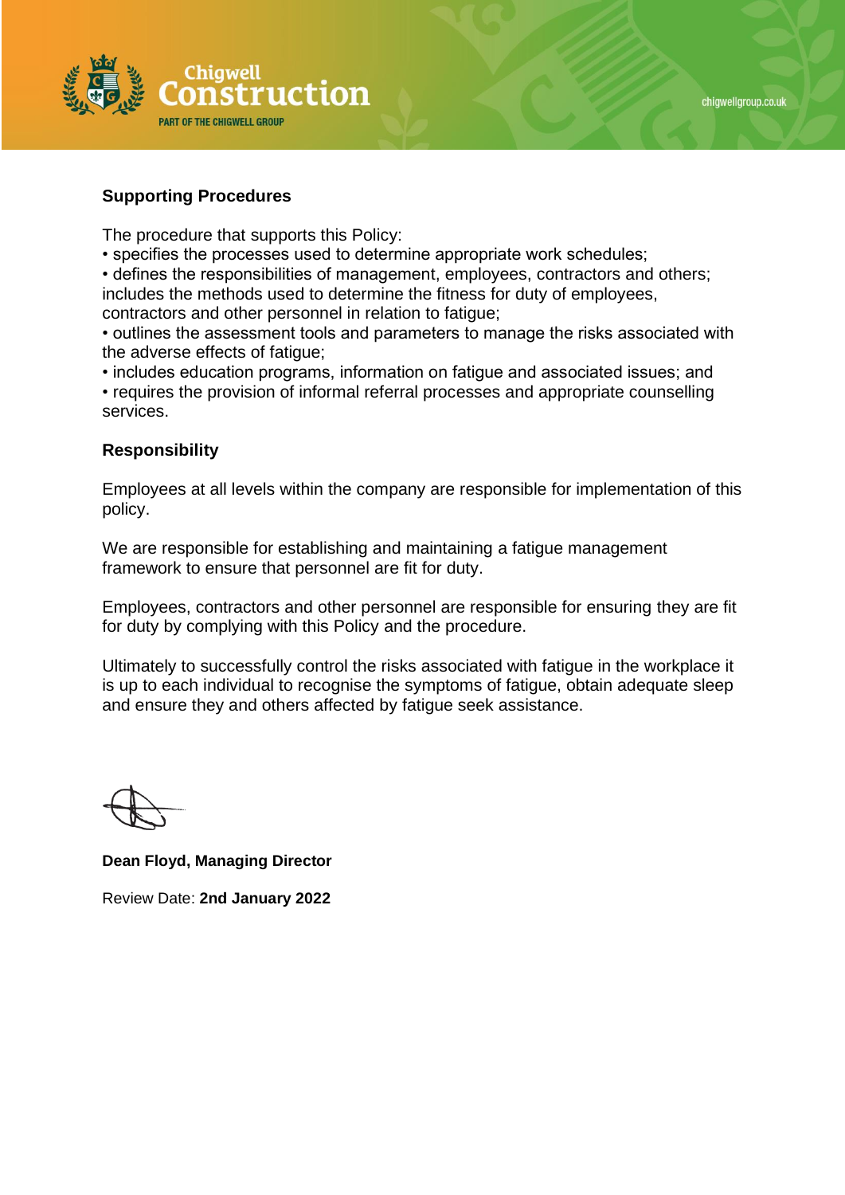**Supporting Procedures**

The procedure that supports this Policy:

- specifies the processes used to determine appropriate work schedules;
- defines the responsibilities of management, employees, contractors and others; includes the methods used to determine the fitness for duty of employees, contractors and other personnel in relation to fatigue;
- outlines the assessment tools and parameters to manage the risks associated with the adverse effects of fatigue;
- includes education programs, information on fatigue and associated issues; and
- requires the provision of informal referral processes and appropriate counselling services.

**Responsibility**

Employees at all levels within the company are responsible for implementation of this policy.

We are responsible for establishing and maintaining a fatigue management framework to ensure that personnel are fit for duty.

Employees, contractors and other personnel are responsible for ensuring they are fit for duty by complying with this Policy and the procedure.

Ultimately to successfully control the risks associated with fatigue in the workplace it is up to each individual to recognise the symptoms of fatigue, obtain adequate sleep and ensure they and others affected by fatigue seek assistance.

**Dean Floyd, Managing Director**

Review Date: **2nd January 2022**